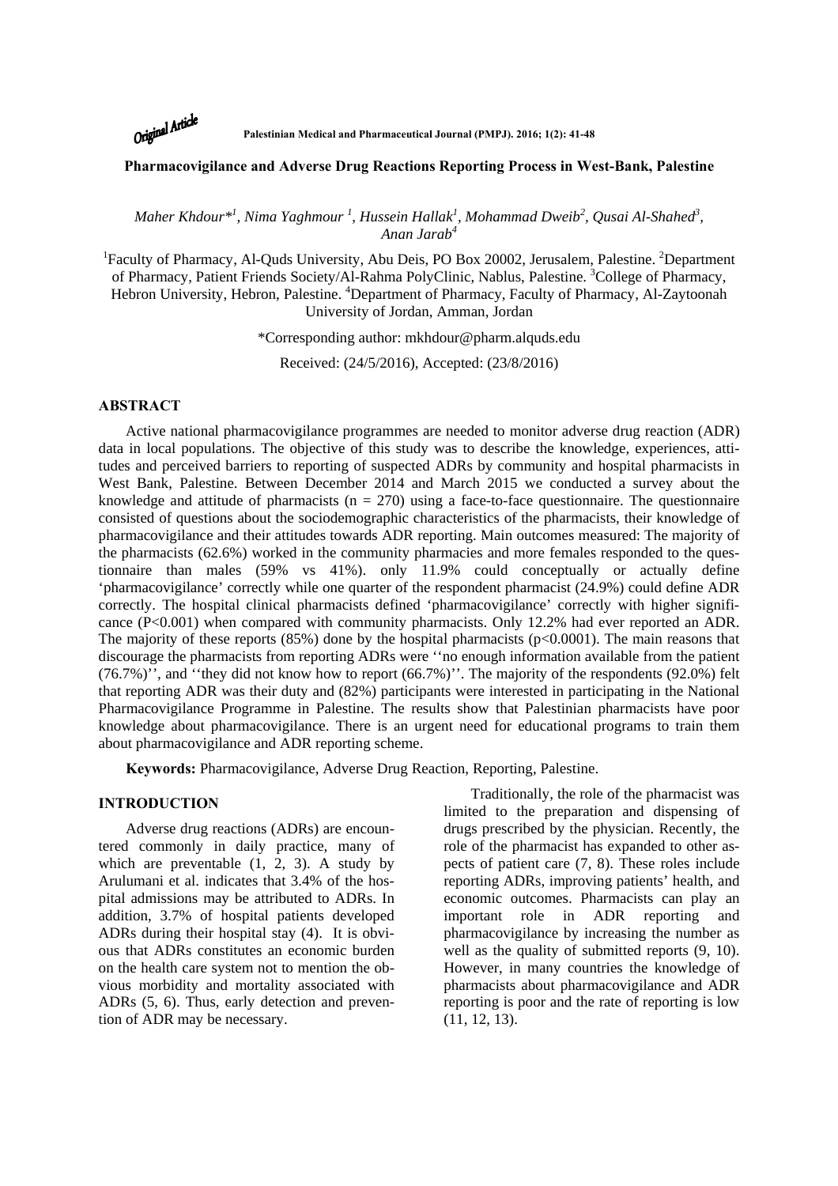Original Article

# Pharmacovigilance and Adverse Drug Reactions Reporting Process in West-Bank, Palestine

*Maher Khdour*[*1], Nima Yaghmour [1], Hussein Hallak[1], Mohammad Dweib[2], Qusai Al-Shahed[3], Anan Jarab[4]*

[1]Faculty of Pharmacy, Al-Quds University, Abu Deis, PO Box 20002, Jerusalem, Palestine. [2]Department of Pharmacy, Patient Friends Society/Al-Rahma PolyClinic, Nablus, Palestine. [3]College of Pharmacy, Hebron University, Hebron, Palestine. [4]Department of Pharmacy, Faculty of Pharmacy, Al-Zaytoonah University of Jordan, Amman, Jordan

*Corresponding author: mkhdour@pharm.alquds.edu

Received: (24/5/2016), Accepted: (23/8/2016)

## ABSTRACT

Active national pharmacovigilance programmes are needed to monitor adverse drug reaction (ADR) data in local populations. The objective of this study was to describe the knowledge, experiences, attitudes and perceived barriers to reporting of suspected ADRs by community and hospital pharmacists in West Bank, Palestine. Between December 2014 and March 2015 we conducted a survey about the knowledge and attitude of pharmacists (n = 270) using a face-to-face questionnaire. The questionnaire consisted of questions about the sociodemographic characteristics of the pharmacists, their knowledge of pharmacovigilance and their attitudes towards ADR reporting. Main outcomes measured: The majority of the pharmacists (62.6%) worked in the community pharmacies and more females responded to the questionnaire than males (59% vs 41%). only 11.9% could conceptually or actually define 'pharmacovigilance' correctly while one quarter of the respondent pharmacist (24.9%) could define ADR correctly. The hospital clinical pharmacists defined 'pharmacovigilance' correctly with higher significance (P<0.001) when compared with community pharmacists. Only 12.2% had ever reported an ADR. The majority of these reports (85%) done by the hospital pharmacists (p<0.0001). The main reasons that discourage the pharmacists from reporting ADRs were ''no enough information available from the patient (76.7%)'', and ''they did not know how to report (66.7%)''. The majority of the respondents (92.0%) felt that reporting ADR was their duty and (82%) participants were interested in participating in the National Pharmacovigilance Programme in Palestine. The results show that Palestinian pharmacists have poor knowledge about pharmacovigilance. There is an urgent need for educational programs to train them about pharmacovigilance and ADR reporting scheme.

**Keywords:** Pharmacovigilance, Adverse Drug Reaction, Reporting, Palestine.

## INTRODUCTION

Adverse drug reactions (ADRs) are encountered commonly in daily practice, many of which are preventable (1, 2, 3). A study by Arulumani et al. indicates that 3.4% of the hospital admissions may be attributed to ADRs. In addition, 3.7% of hospital patients developed ADRs during their hospital stay (4). It is obvious that ADRs constitutes an economic burden on the health care system not to mention the obvious morbidity and mortality associated with ADRs (5, 6). Thus, early detection and prevention of ADR may be necessary.

Traditionally, the role of the pharmacist was limited to the preparation and dispensing of drugs prescribed by the physician. Recently, the role of the pharmacist has expanded to other aspects of patient care (7, 8). These roles include reporting ADRs, improving patients' health, and economic outcomes. Pharmacists can play an important role in ADR reporting and pharmacovigilance by increasing the number as well as the quality of submitted reports (9, 10). However, in many countries the knowledge of pharmacists about pharmacovigilance and ADR reporting is poor and the rate of reporting is low (11, 12, 13).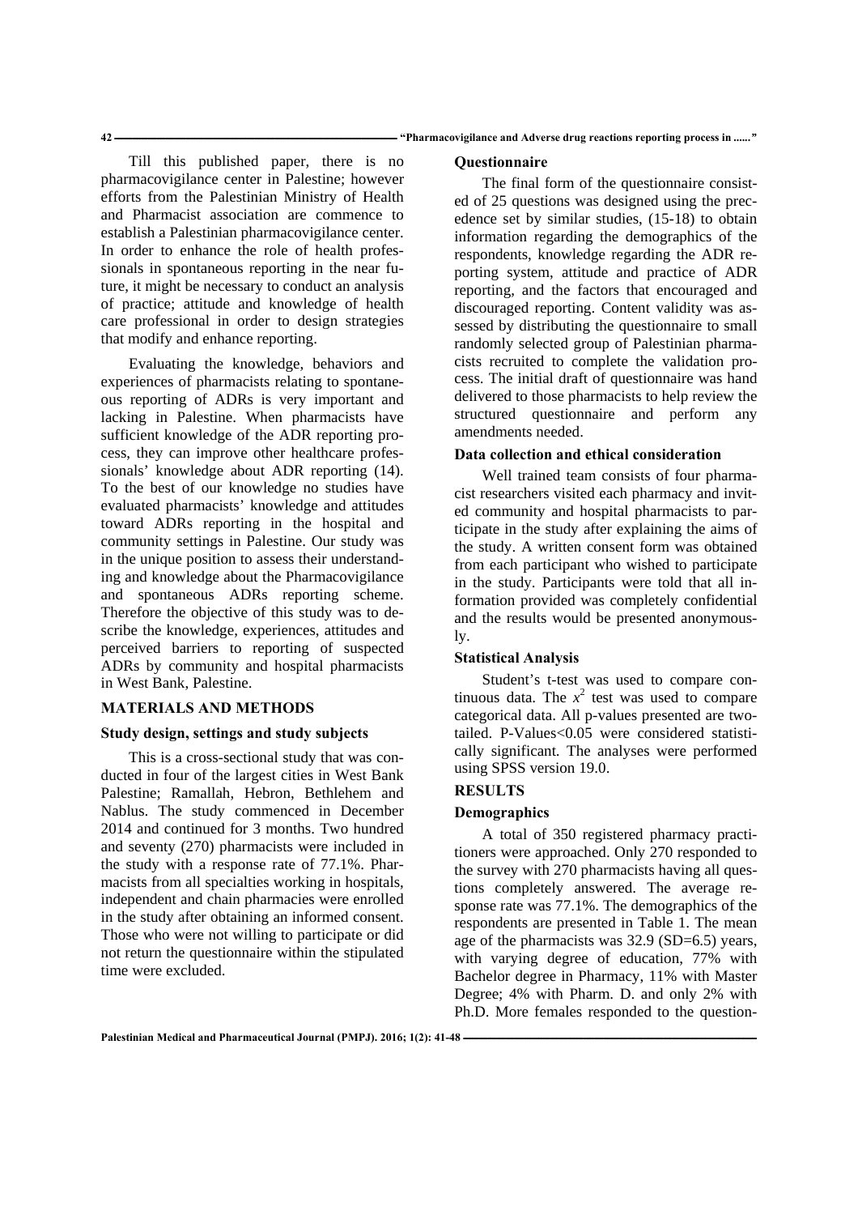Till this published paper, there is no pharmacovigilance center in Palestine; however efforts from the Palestinian Ministry of Health and Pharmacist association are commence to establish a Palestinian pharmacovigilance center. In order to enhance the role of health professionals in spontaneous reporting in the near future, it might be necessary to conduct an analysis of practice; attitude and knowledge of health care professional in order to design strategies that modify and enhance reporting.

Evaluating the knowledge, behaviors and experiences of pharmacists relating to spontaneous reporting of ADRs is very important and lacking in Palestine. When pharmacists have sufficient knowledge of the ADR reporting process, they can improve other healthcare professionals' knowledge about ADR reporting (14). To the best of our knowledge no studies have evaluated pharmacists' knowledge and attitudes toward ADRs reporting in the hospital and community settings in Palestine. Our study was in the unique position to assess their understanding and knowledge about the Pharmacovigilance and spontaneous ADRs reporting scheme. Therefore the objective of this study was to describe the knowledge, experiences, attitudes and perceived barriers to reporting of suspected ADRs by community and hospital pharmacists in West Bank, Palestine.

## MATERIALS AND METHODS

### Study design, settings and study subjects

This is a cross-sectional study that was conducted in four of the largest cities in West Bank Palestine; Ramallah, Hebron, Bethlehem and Nablus. The study commenced in December 2014 and continued for 3 months. Two hundred and seventy (270) pharmacists were included in the study with a response rate of 77.1%. Pharmacists from all specialties working in hospitals, independent and chain pharmacies were enrolled in the study after obtaining an informed consent. Those who were not willing to participate or did not return the questionnaire within the stipulated time were excluded.

### Questionnaire

The final form of the questionnaire consisted of 25 questions was designed using the precedence set by similar studies, (15-18) to obtain information regarding the demographics of the respondents, knowledge regarding the ADR reporting system, attitude and practice of ADR reporting, and the factors that encouraged and discouraged reporting. Content validity was assessed by distributing the questionnaire to small randomly selected group of Palestinian pharmacists recruited to complete the validation process. The initial draft of questionnaire was hand delivered to those pharmacists to help review the structured questionnaire and perform any amendments needed.

### Data collection and ethical consideration

Well trained team consists of four pharmacist researchers visited each pharmacy and invited community and hospital pharmacists to participate in the study after explaining the aims of the study. A written consent form was obtained from each participant who wished to participate in the study. Participants were told that all information provided was completely confidential and the results would be presented anonymously.

### Statistical Analysis

Student's t-test was used to compare continuous data. The $x^2$ test was used to compare categorical data. All p-values presented are two-tailed. P-Values<0.05 were considered statistically significant. The analyses were performed using SPSS version 19.0.

## RESULTS

### Demographics

A total of 350 registered pharmacy practitioners were approached. Only 270 responded to the survey with 270 pharmacists having all questions completely answered. The average response rate was 77.1%. The demographics of the respondents are presented in Table 1. The mean age of the pharmacists was 32.9 (SD=6.5) years, with varying degree of education, 77% with Bachelor degree in Pharmacy, 11% with Master Degree; 4% with Pharm. D. and only 2% with Ph.D. More females responded to the question-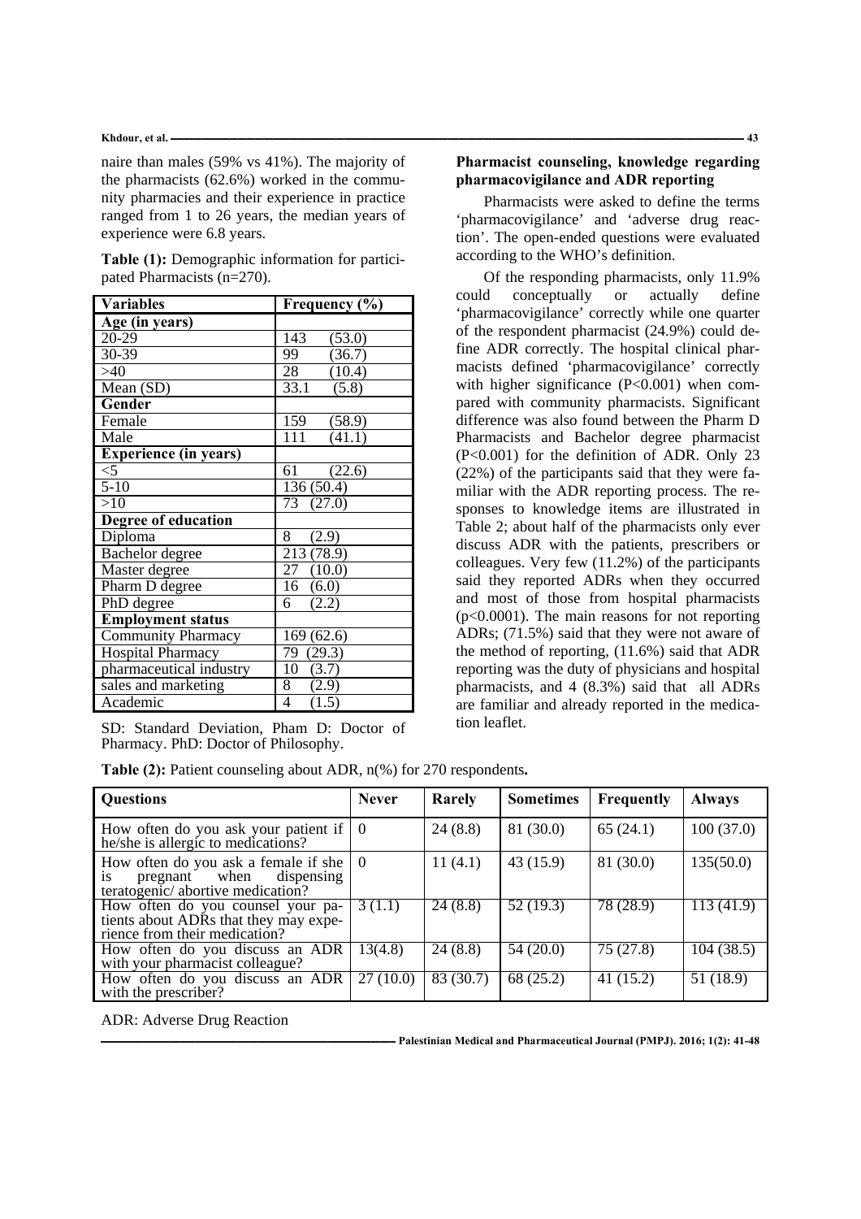naire than males (59% vs 41%). The majority of the pharmacists (62.6%) worked in the community pharmacies and their experience in practice ranged from 1 to 26 years, the median years of experience were 6.8 years.

**Table (1):** Demographic information for participated Pharmacists (n=270).

| Variables | Frequency (%) |
|---|---|
| **Age (in years)** | |
| 20-29 | 143 (53.0) |
| 30-39 | 99 (36.7) |
| >40 | 28 (10.4) |
| Mean (SD) | 33.1 (5.8) |
| **Gender** | |
| Female | 159 (58.9) |
| Male | 111 (41.1) |
| **Experience (in years)** | |
| <5 | 61 (22.6) |
| 5-10 | 136 (50.4) |
| >10 | 73 (27.0) |
| **Degree of education** | |
| Diploma | 8 (2.9) |
| Bachelor degree | 213 (78.9) |
| Master degree | 27 (10.0) |
| Pharm D degree | 16 (6.0) |
| PhD degree | 6 (2.2) |
| **Employment status** | |
| Community Pharmacy | 169 (62.6) |
| Hospital Pharmacy | 79 (29.3) |
| pharmaceutical industry | 10 (3.7) |
| sales and marketing | 8 (2.9) |
| Academic | 4 (1.5) |

SD: Standard Deviation, Pham D: Doctor of Pharmacy. PhD: Doctor of Philosophy.

**Pharmacist counseling, knowledge regarding pharmacovigilance and ADR reporting**

Pharmacists were asked to define the terms 'pharmacovigilance' and 'adverse drug reaction'. The open-ended questions were evaluated according to the WHO's definition.

Of the responding pharmacists, only 11.9% could conceptually or actually define 'pharmacovigilance' correctly while one quarter of the respondent pharmacist (24.9%) could define ADR correctly. The hospital clinical pharmacists defined 'pharmacovigilance' correctly with higher significance ($P<0.001$) when compared with community pharmacists. Significant difference was also found between the Pharm D Pharmacists and Bachelor degree pharmacist ($P<0.001$) for the definition of ADR. Only 23 (22%) of the participants said that they were familiar with the ADR reporting process. The responses to knowledge items are illustrated in Table 2; about half of the pharmacists only ever discuss ADR with the patients, prescribers or colleagues. Very few (11.2%) of the participants said they reported ADRs when they occurred and most of those from hospital pharmacists ($p<0.0001$). The main reasons for not reporting ADRs; (71.5%) said that they were not aware of the method of reporting, (11.6%) said that ADR reporting was the duty of physicians and hospital pharmacists, and 4 (8.3%) said that all ADRs are familiar and already reported in the medication leaflet.

**Table (2):** Patient counseling about ADR, n(%) for 270 respondents**.**

| Questions | Never | Rarely | Sometimes | Frequently | Always |
|---|---|---|---|---|---|
| How often do you ask your patient if he/she is allergic to medications? | 0 | 24 (8.8) | 81 (30.0) | 65 (24.1) | 100 (37.0) |
| How often do you ask a female if she is pregnant when dispensing teratogenic/ abortive medication? | 0 | 11 (4.1) | 43 (15.9) | 81 (30.0) | 135(50.0) |
| How often do you counsel your patients about ADRs that they may experience from their medication? | 3 (1.1) | 24 (8.8) | 52 (19.3) | 78 (28.9) | 113 (41.9) |
| How often do you discuss an ADR with your pharmacist colleague? | 13(4.8) | 24 (8.8) | 54 (20.0) | 75 (27.8) | 104 (38.5) |
| How often do you discuss an ADR with the prescriber? | 27 (10.0) | 83 (30.7) | 68 (25.2) | 41 (15.2) | 51 (18.9) |

ADR: Adverse Drug Reaction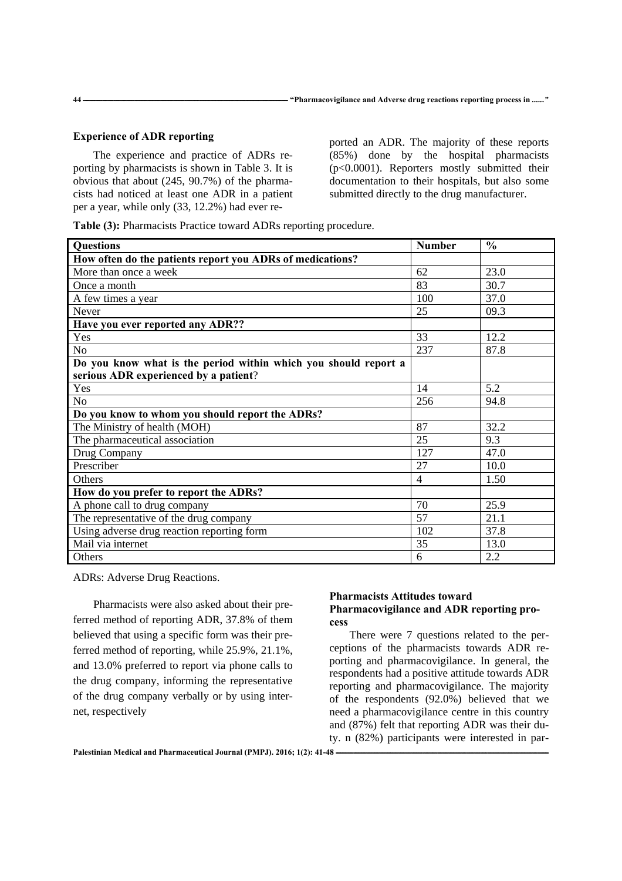### Experience of ADR reporting

The experience and practice of ADRs reporting by pharmacists is shown in Table 3. It is obvious that about (245, 90.7%) of the pharmacists had noticed at least one ADR in a patient per a year, while only (33, 12.2%) had ever reported an ADR. The majority of these reports (85%) done by the hospital pharmacists ($p<0.0001$). Reporters mostly submitted their documentation to their hospitals, but also some submitted directly to the drug manufacturer.

**Table (3):** Pharmacists Practice toward ADRs reporting procedure.

| Questions | Number | % |
|---|---|---|
| **How often do the patients report you ADRs of medications?** | | |
| More than once a week | 62 | 23.0 |
| Once a month | 83 | 30.7 |
| A few times a year | 100 | 37.0 |
| Never | 25 | 09.3 |
| **Have you ever reported any ADR??** | | |
| Yes | 33 | 12.2 |
| No | 237 | 87.8 |
| **Do you know what is the period within which you should report a serious ADR experienced by a patient**? | | |
| Yes | 14 | 5.2 |
| No | 256 | 94.8 |
| **Do you know to whom you should report the ADRs?** | | |
| The Ministry of health (MOH) | 87 | 32.2 |
| The pharmaceutical association | 25 | 9.3 |
| Drug Company | 127 | 47.0 |
| Prescriber | 27 | 10.0 |
| Others | 4 | 1.50 |
| **How do you prefer to report the ADRs?** | | |
| A phone call to drug company | 70 | 25.9 |
| The representative of the drug company | 57 | 21.1 |
| Using adverse drug reaction reporting form | 102 | 37.8 |
| Mail via internet | 35 | 13.0 |
| Others | 6 | 2.2 |

ADRs: Adverse Drug Reactions.

Pharmacists were also asked about their preferred method of reporting ADR, 37.8% of them believed that using a specific form was their preferred method of reporting, while 25.9%, 21.1%, and 13.0% preferred to report via phone calls to the drug company, informing the representative of the drug company verbally or by using internet, respectively

### Pharmacists Attitudes toward Pharmacovigilance and ADR reporting process

There were 7 questions related to the perceptions of the pharmacists towards ADR reporting and pharmacovigilance. In general, the respondents had a positive attitude towards ADR reporting and pharmacovigilance. The majority of the respondents (92.0%) believed that we need a pharmacovigilance centre in this country and (87%) felt that reporting ADR was their duty. n (82%) participants were interested in par-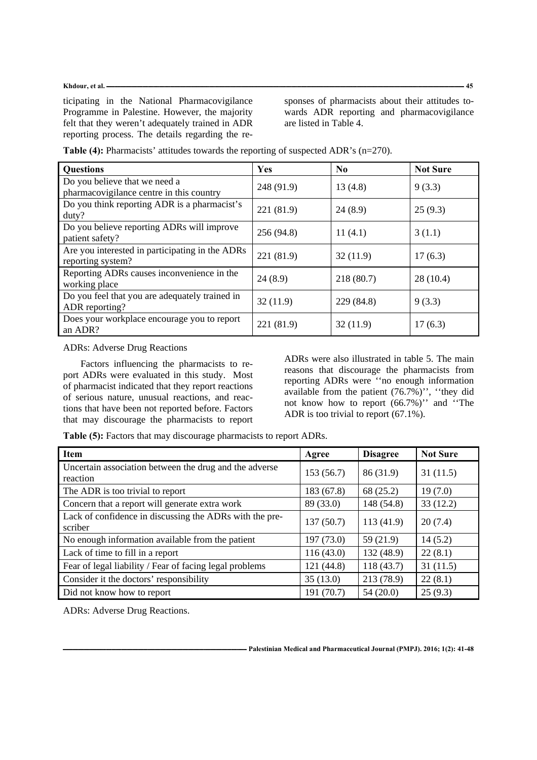ticipating in the National Pharmacovigilance Programme in Palestine. However, the majority felt that they weren't adequately trained in ADR reporting process. The details regarding the responses of pharmacists about their attitudes towards ADR reporting and pharmacovigilance are listed in Table 4.

**Table (4):** Pharmacists' attitudes towards the reporting of suspected ADR's (n=270).

| Questions | Yes | No | Not Sure |
|---|---|---|---|
| Do you believe that we need a pharmacovigilance centre in this country | 248 (91.9) | 13 (4.8) | 9 (3.3) |
| Do you think reporting ADR is a pharmacist's duty? | 221 (81.9) | 24 (8.9) | 25 (9.3) |
| Do you believe reporting ADRs will improve patient safety? | 256 (94.8) | 11 (4.1) | 3 (1.1) |
| Are you interested in participating in the ADRs reporting system? | 221 (81.9) | 32 (11.9) | 17 (6.3) |
| Reporting ADRs causes inconvenience in the working place | 24 (8.9) | 218 (80.7) | 28 (10.4) |
| Do you feel that you are adequately trained in ADR reporting? | 32 (11.9) | 229 (84.8) | 9 (3.3) |
| Does your workplace encourage you to report an ADR? | 221 (81.9) | 32 (11.9) | 17 (6.3) |

ADRs: Adverse Drug Reactions

Factors influencing the pharmacists to report ADRs were evaluated in this study. Most of pharmacist indicated that they report reactions of serious nature, unusual reactions, and reactions that have been not reported before. Factors that may discourage the pharmacists to report ADRs were also illustrated in table 5. The main reasons that discourage the pharmacists from reporting ADRs were ''no enough information available from the patient (76.7%)'', ''they did not know how to report (66.7%)'' and ''The ADR is too trivial to report (67.1%).

**Table (5):** Factors that may discourage pharmacists to report ADRs.

| Item | Agree | Disagree | Not Sure |
|---|---|---|---|
| Uncertain association between the drug and the adverse reaction | 153 (56.7) | 86 (31.9) | 31 (11.5) |
| The ADR is too trivial to report | 183 (67.8) | 68 (25.2) | 19 (7.0) |
| Concern that a report will generate extra work | 89 (33.0) | 148 (54.8) | 33 (12.2) |
| Lack of confidence in discussing the ADRs with the prescriber | 137 (50.7) | 113 (41.9) | 20 (7.4) |
| No enough information available from the patient | 197 (73.0) | 59 (21.9) | 14 (5.2) |
| Lack of time to fill in a report | 116 (43.0) | 132 (48.9) | 22 (8.1) |
| Fear of legal liability / Fear of facing legal problems | 121 (44.8) | 118 (43.7) | 31 (11.5) |
| Consider it the doctors' responsibility | 35 (13.0) | 213 (78.9) | 22 (8.1) |
| Did not know how to report | 191 (70.7) | 54 (20.0) | 25 (9.3) |

ADRs: Adverse Drug Reactions.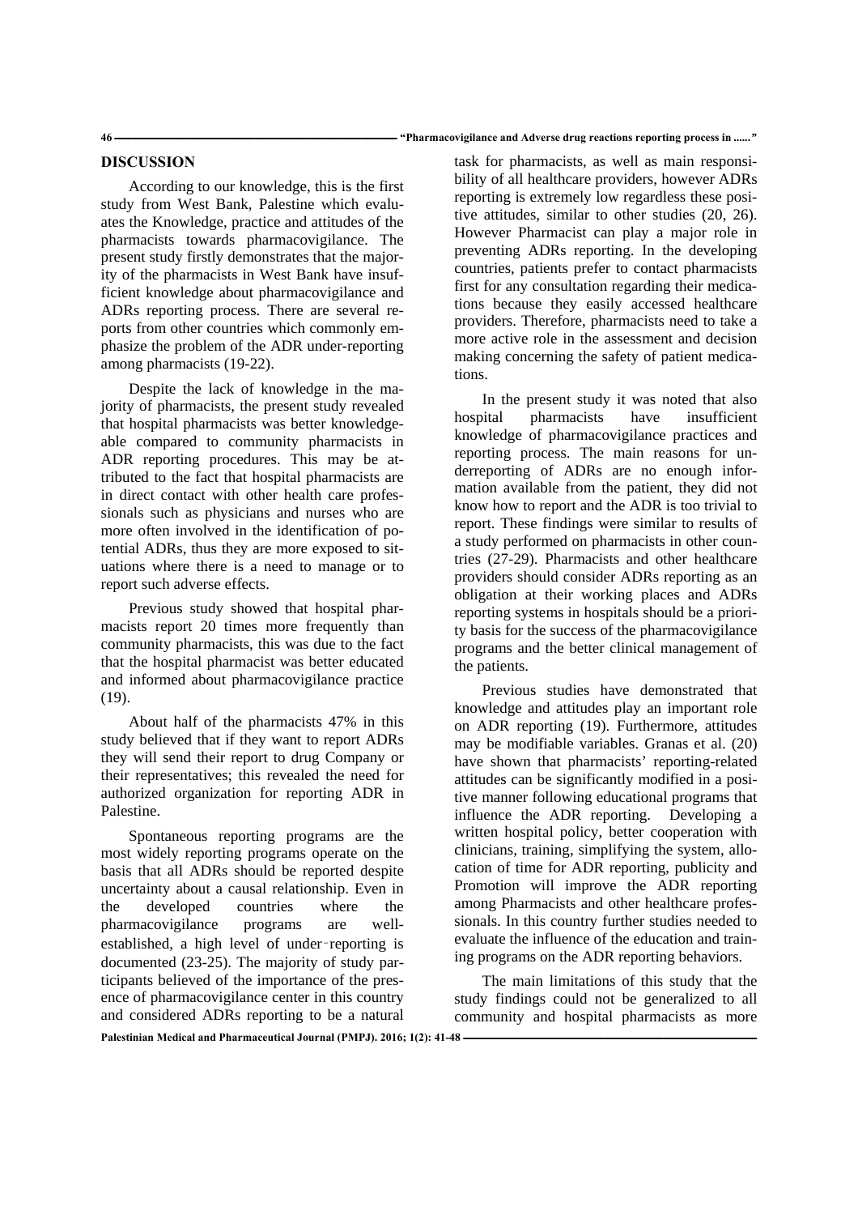## DISCUSSION

According to our knowledge, this is the first study from West Bank, Palestine which evaluates the Knowledge, practice and attitudes of the pharmacists towards pharmacovigilance. The present study firstly demonstrates that the majority of the pharmacists in West Bank have insufficient knowledge about pharmacovigilance and ADRs reporting process. There are several reports from other countries which commonly emphasize the problem of the ADR under-reporting among pharmacists (19-22).

Despite the lack of knowledge in the majority of pharmacists, the present study revealed that hospital pharmacists was better knowledgeable compared to community pharmacists in ADR reporting procedures. This may be attributed to the fact that hospital pharmacists are in direct contact with other health care professionals such as physicians and nurses who are more often involved in the identification of potential ADRs, thus they are more exposed to situations where there is a need to manage or to report such adverse effects.

Previous study showed that hospital pharmacists report 20 times more frequently than community pharmacists, this was due to the fact that the hospital pharmacist was better educated and informed about pharmacovigilance practice (19).

About half of the pharmacists 47% in this study believed that if they want to report ADRs they will send their report to drug Company or their representatives; this revealed the need for authorized organization for reporting ADR in Palestine.

Spontaneous reporting programs are the most widely reporting programs operate on the basis that all ADRs should be reported despite uncertainty about a causal relationship. Even in the developed countries where the pharmacovigilance programs are well-established, a high level of under‑reporting is documented (23-25). The majority of study participants believed of the importance of the presence of pharmacovigilance center in this country and considered ADRs reporting to be a natural task for pharmacists, as well as main responsibility of all healthcare providers, however ADRs reporting is extremely low regardless these positive attitudes, similar to other studies (20, 26). However Pharmacist can play a major role in preventing ADRs reporting. In the developing countries, patients prefer to contact pharmacists first for any consultation regarding their medications because they easily accessed healthcare providers. Therefore, pharmacists need to take a more active role in the assessment and decision making concerning the safety of patient medications.

In the present study it was noted that also hospital pharmacists have insufficient knowledge of pharmacovigilance practices and reporting process. The main reasons for underreporting of ADRs are no enough information available from the patient, they did not know how to report and the ADR is too trivial to report. These findings were similar to results of a study performed on pharmacists in other countries (27-29). Pharmacists and other healthcare providers should consider ADRs reporting as an obligation at their working places and ADRs reporting systems in hospitals should be a priority basis for the success of the pharmacovigilance programs and the better clinical management of the patients.

Previous studies have demonstrated that knowledge and attitudes play an important role on ADR reporting (19). Furthermore, attitudes may be modifiable variables. Granas et al. (20) have shown that pharmacists' reporting-related attitudes can be significantly modified in a positive manner following educational programs that influence the ADR reporting. Developing a written hospital policy, better cooperation with clinicians, training, simplifying the system, allocation of time for ADR reporting, publicity and Promotion will improve the ADR reporting among Pharmacists and other healthcare professionals. In this country further studies needed to evaluate the influence of the education and training programs on the ADR reporting behaviors.

The main limitations of this study that the study findings could not be generalized to all community and hospital pharmacists as more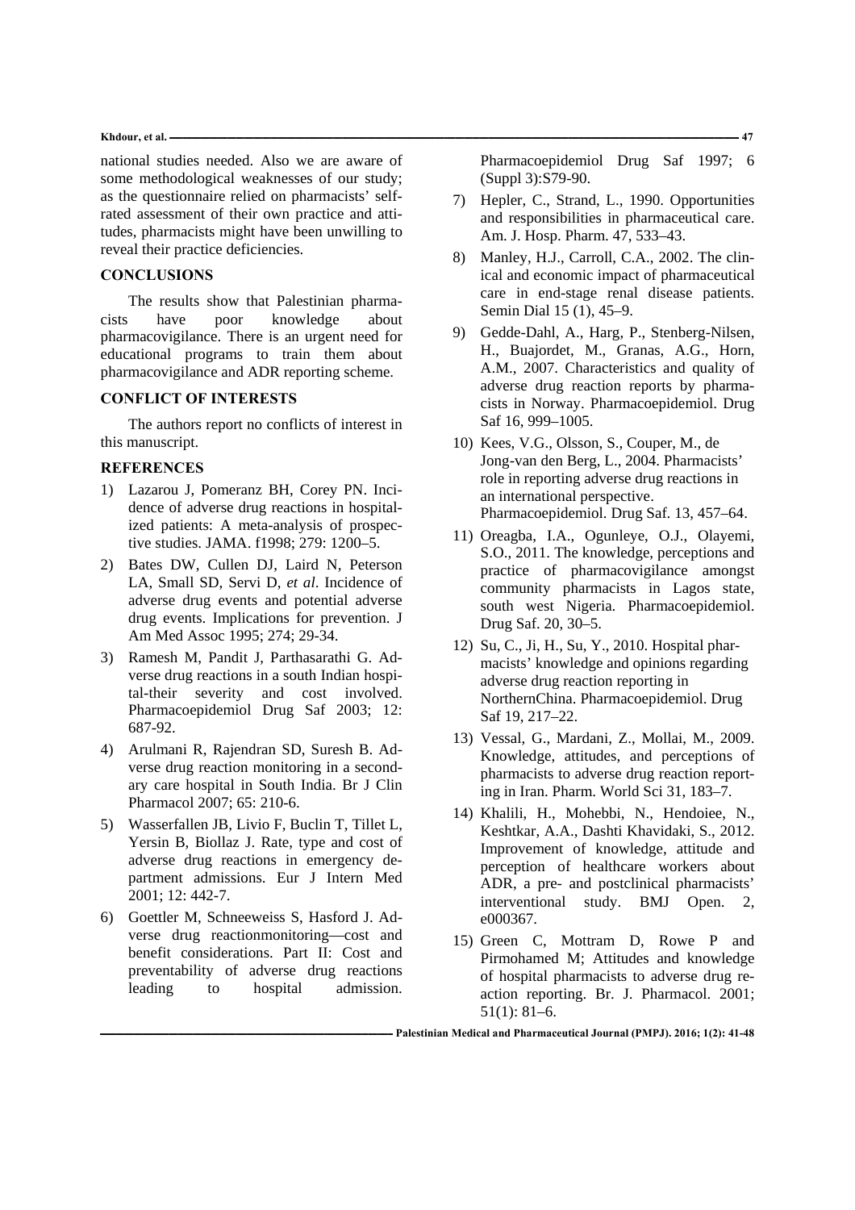national studies needed. Also we are aware of some methodological weaknesses of our study; as the questionnaire relied on pharmacists' self-rated assessment of their own practice and attitudes, pharmacists might have been unwilling to reveal their practice deficiencies.

## CONCLUSIONS

The results show that Palestinian pharmacists have poor knowledge about pharmacovigilance. There is an urgent need for educational programs to train them about pharmacovigilance and ADR reporting scheme.

## CONFLICT OF INTERESTS

The authors report no conflicts of interest in this manuscript.

## REFERENCES

1) Lazarou J, Pomeranz BH, Corey PN. Incidence of adverse drug reactions in hospitalized patients: A meta-analysis of prospective studies. JAMA. f1998; 279: 1200–5.
2) Bates DW, Cullen DJ, Laird N, Peterson LA, Small SD, Servi D, *et al*. Incidence of adverse drug events and potential adverse drug events. Implications for prevention. J Am Med Assoc 1995; 274; 29-34.
3) Ramesh M, Pandit J, Parthasarathi G. Adverse drug reactions in a south Indian hospital-their severity and cost involved. Pharmacoepidemiol Drug Saf 2003; 12: 687-92.
4) Arulmani R, Rajendran SD, Suresh B. Adverse drug reaction monitoring in a secondary care hospital in South India. Br J Clin Pharmacol 2007; 65: 210-6.
5) Wasserfallen JB, Livio F, Buclin T, Tillet L, Yersin B, Biollaz J. Rate, type and cost of adverse drug reactions in emergency department admissions. Eur J Intern Med 2001; 12: 442-7.
6) Goettler M, Schneeweiss S, Hasford J. Adverse drug reactionmonitoring—cost and benefit considerations. Part II: Cost and preventability of adverse drug reactions leading to hospital admission. Pharmacoepidemiol Drug Saf 1997; 6 (Suppl 3):S79-90.
7) Hepler, C., Strand, L., 1990. Opportunities and responsibilities in pharmaceutical care. Am. J. Hosp. Pharm. 47, 533–43.
8) Manley, H.J., Carroll, C.A., 2002. The clinical and economic impact of pharmaceutical care in end-stage renal disease patients. Semin Dial 15 (1), 45–9.
9) Gedde-Dahl, A., Harg, P., Stenberg-Nilsen, H., Buajordet, M., Granas, A.G., Horn, A.M., 2007. Characteristics and quality of adverse drug reaction reports by pharmacists in Norway. Pharmacoepidemiol. Drug Saf 16, 999–1005.
10) Kees, V.G., Olsson, S., Couper, M., de Jong-van den Berg, L., 2004. Pharmacists' role in reporting adverse drug reactions in an international perspective. Pharmacoepidemiol. Drug Saf. 13, 457–64.
11) Oreagba, I.A., Ogunleye, O.J., Olayemi, S.O., 2011. The knowledge, perceptions and practice of pharmacovigilance amongst community pharmacists in Lagos state, south west Nigeria. Pharmacoepidemiol. Drug Saf. 20, 30–5.
12) Su, C., Ji, H., Su, Y., 2010. Hospital pharmacists' knowledge and opinions regarding adverse drug reaction reporting in NorthernChina. Pharmacoepidemiol. Drug Saf 19, 217–22.
13) Vessal, G., Mardani, Z., Mollai, M., 2009. Knowledge, attitudes, and perceptions of pharmacists to adverse drug reaction reporting in Iran. Pharm. World Sci 31, 183–7.
14) Khalili, H., Mohebbi, N., Hendoiee, N., Keshtkar, A.A., Dashti Khavidaki, S., 2012. Improvement of knowledge, attitude and perception of healthcare workers about ADR, a pre- and postclinical pharmacists' interventional study. BMJ Open. 2, e000367.
15) Green C, Mottram D, Rowe P and Pirmohamed M; Attitudes and knowledge of hospital pharmacists to adverse drug reaction reporting. Br. J. Pharmacol. 2001; 51(1): 81–6.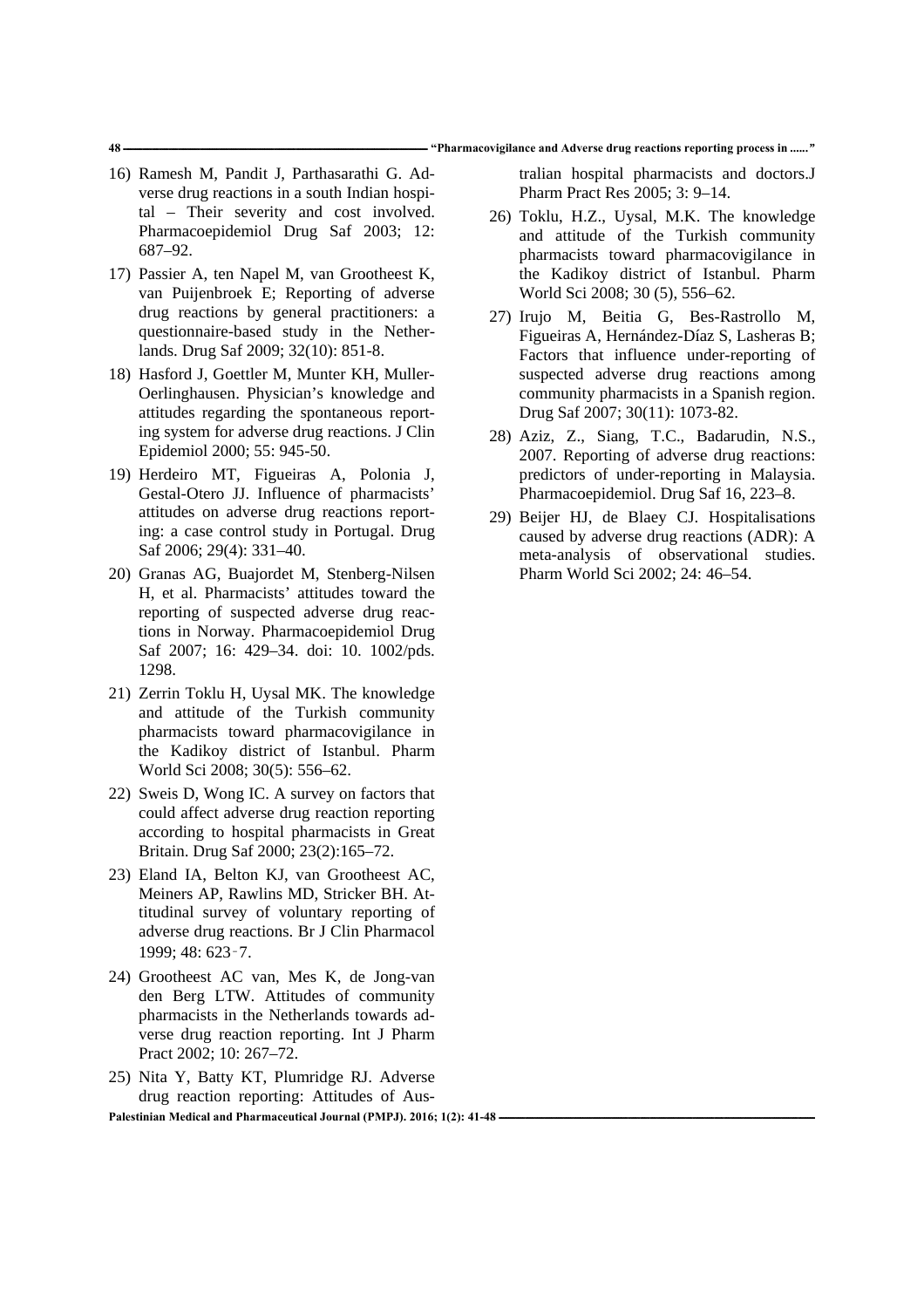16) Ramesh M, Pandit J, Parthasarathi G. Adverse drug reactions in a south Indian hospital – Their severity and cost involved. Pharmacoepidemiol Drug Saf 2003; 12: 687–92.
17) Passier A, ten Napel M, van Grootheest K, van Puijenbroek E; Reporting of adverse drug reactions by general practitioners: a questionnaire-based study in the Netherlands. Drug Saf 2009; 32(10): 851-8.
18) Hasford J, Goettler M, Munter KH, Muller-Oerlinghausen. Physician's knowledge and attitudes regarding the spontaneous reporting system for adverse drug reactions. J Clin Epidemiol 2000; 55: 945-50.
19) Herdeiro MT, Figueiras A, Polonia J, Gestal-Otero JJ. Influence of pharmacists' attitudes on adverse drug reactions reporting: a case control study in Portugal. Drug Saf 2006; 29(4): 331–40.
20) Granas AG, Buajordet M, Stenberg-Nilsen H, et al. Pharmacists' attitudes toward the reporting of suspected adverse drug reactions in Norway. Pharmacoepidemiol Drug Saf 2007; 16: 429–34. doi: 10. 1002/pds. 1298.
21) Zerrin Toklu H, Uysal MK. The knowledge and attitude of the Turkish community pharmacists toward pharmacovigilance in the Kadikoy district of Istanbul. Pharm World Sci 2008; 30(5): 556–62.
22) Sweis D, Wong IC. A survey on factors that could affect adverse drug reaction reporting according to hospital pharmacists in Great Britain. Drug Saf 2000; 23(2):165–72.
23) Eland IA, Belton KJ, van Grootheest AC, Meiners AP, Rawlins MD, Stricker BH. Attitudinal survey of voluntary reporting of adverse drug reactions. Br J Clin Pharmacol 1999; 48: 623–7.
24) Grootheest AC van, Mes K, de Jong-van den Berg LTW. Attitudes of community pharmacists in the Netherlands towards adverse drug reaction reporting. Int J Pharm Pract 2002; 10: 267–72.
25) Nita Y, Batty KT, Plumridge RJ. Adverse drug reaction reporting: Attitudes of Australian hospital pharmacists and doctors.J Pharm Pract Res 2005; 3: 9–14.
26) Toklu, H.Z., Uysal, M.K. The knowledge and attitude of the Turkish community pharmacists toward pharmacovigilance in the Kadikoy district of Istanbul. Pharm World Sci 2008; 30 (5), 556–62.
27) Irujo M, Beitia G, Bes-Rastrollo M, Figueiras A, Hernández-Díaz S, Lasheras B; Factors that influence under-reporting of suspected adverse drug reactions among community pharmacists in a Spanish region. Drug Saf 2007; 30(11): 1073-82.
28) Aziz, Z., Siang, T.C., Badarudin, N.S., 2007. Reporting of adverse drug reactions: predictors of under-reporting in Malaysia. Pharmacoepidemiol. Drug Saf 16, 223–8.
29) Beijer HJ, de Blaey CJ. Hospitalisations caused by adverse drug reactions (ADR): A meta-analysis of observational studies. Pharm World Sci 2002; 24: 46–54.